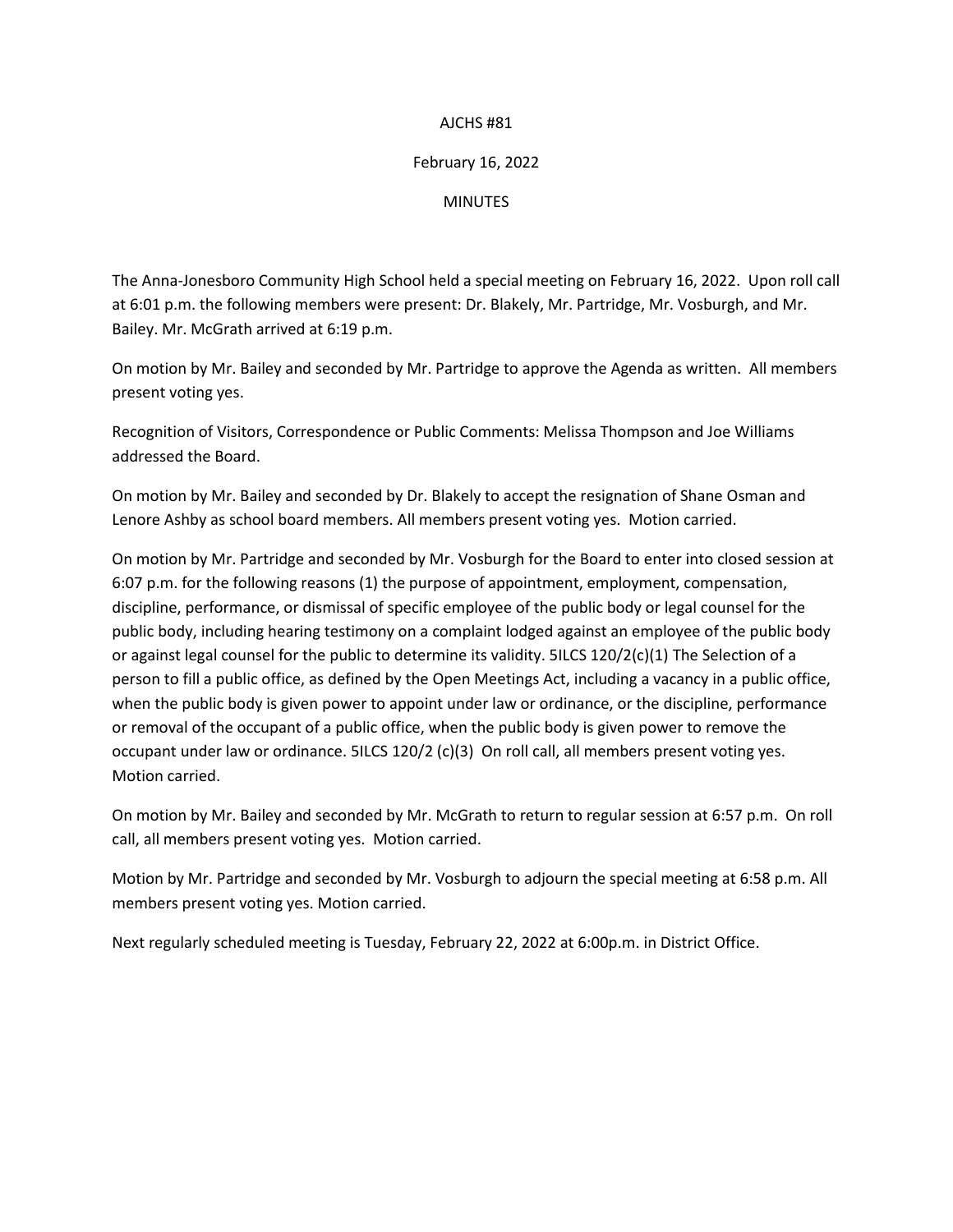AJCHS #81

February 16, 2022

MINUTES

The Anna-Jonesboro Community High School held a special meeting on February 16, 2022. Upon roll call at 6:01 p.m. the following members were present: Dr. Blakely, Mr. Partridge, Mr. Vosburgh, and Mr. Bailey. Mr. McGrath arrived at 6:19 p.m.

On motion by Mr. Bailey and seconded by Mr. Partridge to approve the Agenda as written. All members present voting yes.

Recognition of Visitors, Correspondence or Public Comments: Melissa Thompson and Joe Williams addressed the Board.

On motion by Mr. Bailey and seconded by Dr. Blakely to accept the resignation of Shane Osman and Lenore Ashby as school board members. All members present voting yes. Motion carried.

On motion by Mr. Partridge and seconded by Mr. Vosburgh for the Board to enter into closed session at 6:07 p.m. for the following reasons (1) the purpose of appointment, employment, compensation, discipline, performance, or dismissal of specific employee of the public body or legal counsel for the public body, including hearing testimony on a complaint lodged against an employee of the public body or against legal counsel for the public to determine its validity. 5ILCS 120/2(c)(1) The Selection of a person to fill a public office, as defined by the Open Meetings Act, including a vacancy in a public office, when the public body is given power to appoint under law or ordinance, or the discipline, performance or removal of the occupant of a public office, when the public body is given power to remove the occupant under law or ordinance. 5ILCS 120/2 (c)(3) On roll call, all members present voting yes. Motion carried.

On motion by Mr. Bailey and seconded by Mr. McGrath to return to regular session at 6:57 p.m. On roll call, all members present voting yes. Motion carried.

Motion by Mr. Partridge and seconded by Mr. Vosburgh to adjourn the special meeting at 6:58 p.m. All members present voting yes. Motion carried.

Next regularly scheduled meeting is Tuesday, February 22, 2022 at 6:00p.m. in District Office.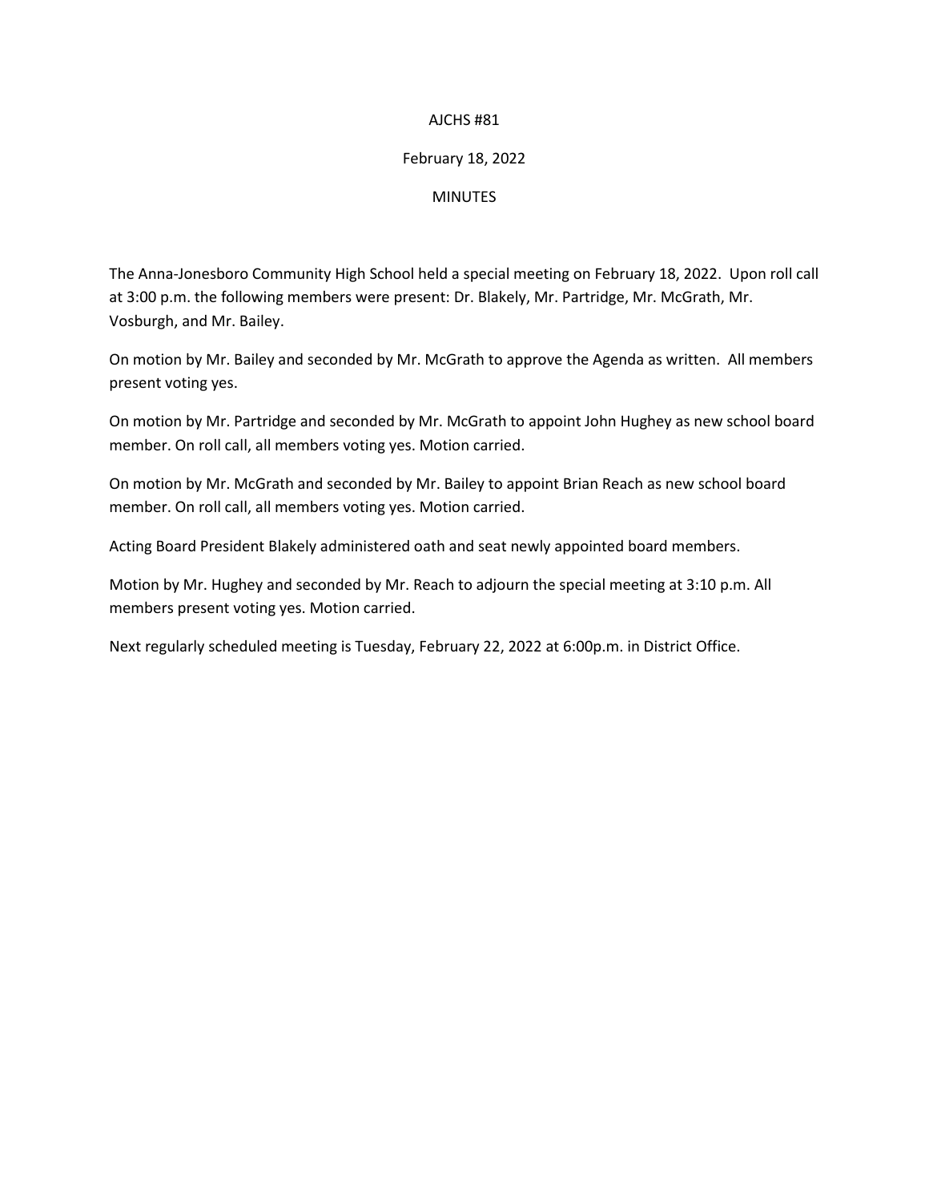AJCHS #81

February 18, 2022

MINUTES

The Anna-Jonesboro Community High School held a special meeting on February 18, 2022. Upon roll call at 3:00 p.m. the following members were present: Dr. Blakely, Mr. Partridge, Mr. McGrath, Mr. Vosburgh, and Mr. Bailey.

On motion by Mr. Bailey and seconded by Mr. McGrath to approve the Agenda as written. All members present voting yes.

On motion by Mr. Partridge and seconded by Mr. McGrath to appoint John Hughey as new school board member. On roll call, all members voting yes. Motion carried.

On motion by Mr. McGrath and seconded by Mr. Bailey to appoint Brian Reach as new school board member. On roll call, all members voting yes. Motion carried.

Acting Board President Blakely administered oath and seat newly appointed board members.

Motion by Mr. Hughey and seconded by Mr. Reach to adjourn the special meeting at 3:10 p.m. All members present voting yes. Motion carried.

Next regularly scheduled meeting is Tuesday, February 22, 2022 at 6:00p.m. in District Office.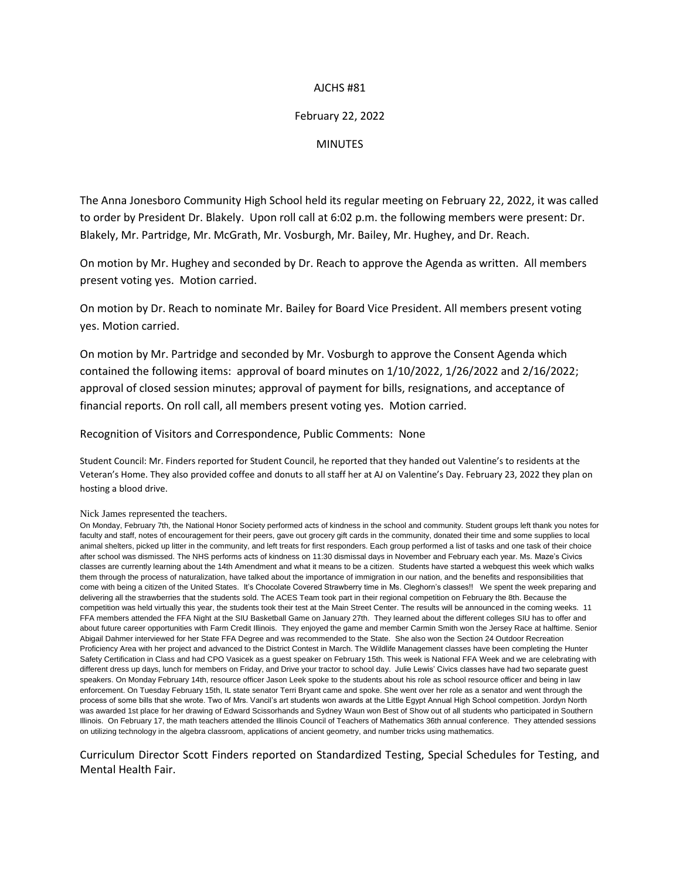AJCHS #81

February 22, 2022

MINUTES

The Anna Jonesboro Community High School held its regular meeting on February 22, 2022, it was called to order by President Dr. Blakely. Upon roll call at 6:02 p.m. the following members were present: Dr. Blakely, Mr. Partridge, Mr. McGrath, Mr. Vosburgh, Mr. Bailey, Mr. Hughey, and Dr. Reach.

On motion by Mr. Hughey and seconded by Dr. Reach to approve the Agenda as written. All members present voting yes. Motion carried.

On motion by Dr. Reach to nominate Mr. Bailey for Board Vice President. All members present voting yes. Motion carried.

On motion by Mr. Partridge and seconded by Mr. Vosburgh to approve the Consent Agenda which contained the following items: approval of board minutes on 1/10/2022, 1/26/2022 and 2/16/2022; approval of closed session minutes; approval of payment for bills, resignations, and acceptance of financial reports. On roll call, all members present voting yes. Motion carried.

Recognition of Visitors and Correspondence, Public Comments: None

Student Council: Mr. Finders reported for Student Council, he reported that they handed out Valentine's to residents at the Veteran's Home. They also provided coffee and donuts to all staff her at AJ on Valentine's Day. February 23, 2022 they plan on hosting a blood drive.

Nick James represented the teachers.

On Monday, February 7th, the National Honor Society performed acts of kindness in the school and community. Student groups left thank you notes for faculty and staff, notes of encouragement for their peers, gave out grocery gift cards in the community, donated their time and some supplies to local animal shelters, picked up litter in the community, and left treats for first responders. Each group performed a list of tasks and one task of their choice after school was dismissed. The NHS performs acts of kindness on 11:30 dismissal days in November and February each year. Ms. Maze's Civics classes are currently learning about the 14th Amendment and what it means to be a citizen. Students have started a webquest this week which walks them through the process of naturalization, have talked about the importance of immigration in our nation, and the benefits and responsibilities that come with being a citizen of the United States. It's Chocolate Covered Strawberry time in Ms. Cleghorn's classes!! We spent the week preparing and delivering all the strawberries that the students sold. The ACES Team took part in their regional competition on February the 8th. Because the competition was held virtually this year, the students took their test at the Main Street Center. The results will be announced in the coming weeks. 11 FFA members attended the FFA Night at the SIU Basketball Game on January 27th. They learned about the different colleges SIU has to offer and about future career opportunities with Farm Credit Illinois. They enjoyed the game and member Carmin Smith won the Jersey Race at halftime. Senior Abigail Dahmer interviewed for her State FFA Degree and was recommended to the State. She also won the Section 24 Outdoor Recreation Proficiency Area with her project and advanced to the District Contest in March. The Wildlife Management classes have been completing the Hunter Safety Certification in Class and had CPO Vasicek as a guest speaker on February 15th. This week is National FFA Week and we are celebrating with different dress up days, lunch for members on Friday, and Drive your tractor to school day. Julie Lewis' Civics classes have had two separate guest speakers. On Monday February 14th, resource officer Jason Leek spoke to the students about his role as school resource officer and being in law enforcement. On Tuesday February 15th, IL state senator Terri Bryant came and spoke. She went over her role as a senator and went through the process of some bills that she wrote. Two of Mrs. Vancil's art students won awards at the Little Egypt Annual High School competition. Jordyn North was awarded 1st place for her drawing of Edward Scissorhands and Sydney Waun won Best of Show out of all students who participated in Southern Illinois. On February 17, the math teachers attended the Illinois Council of Teachers of Mathematics 36th annual conference. They attended sessions on utilizing technology in the algebra classroom, applications of ancient geometry, and number tricks using mathematics.

Curriculum Director Scott Finders reported on Standardized Testing, Special Schedules for Testing, and Mental Health Fair.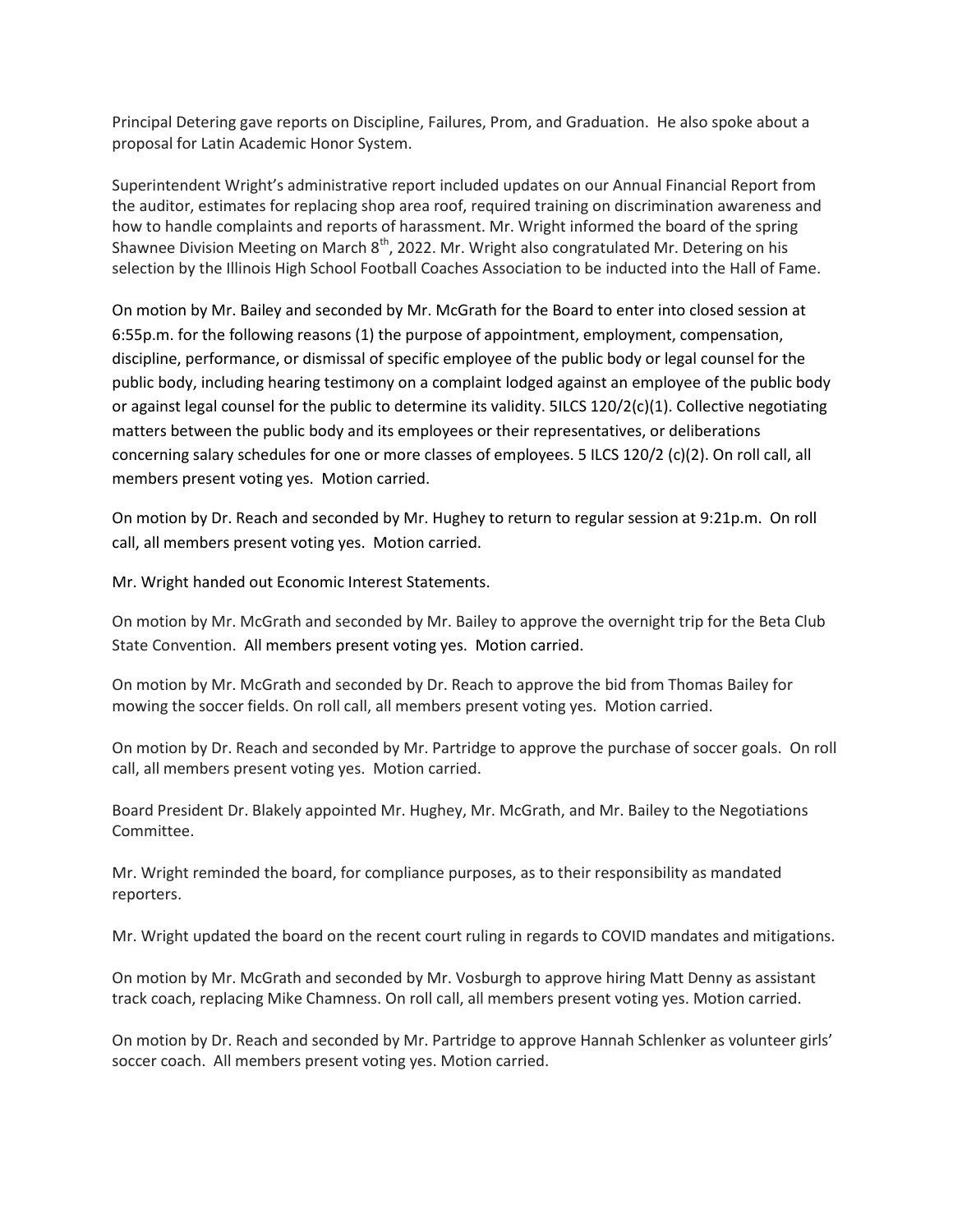Principal Detering gave reports on Discipline, Failures, Prom, and Graduation. He also spoke about a proposal for Latin Academic Honor System.

Superintendent Wright's administrative report included updates on our Annual Financial Report from the auditor, estimates for replacing shop area roof, required training on discrimination awareness and how to handle complaints and reports of harassment. Mr. Wright informed the board of the spring Shawnee Division Meeting on March 8th, 2022. Mr. Wright also congratulated Mr. Detering on his selection by the Illinois High School Football Coaches Association to be inducted into the Hall of Fame.

On motion by Mr. Bailey and seconded by Mr. McGrath for the Board to enter into closed session at 6:55p.m. for the following reasons (1) the purpose of appointment, employment, compensation, discipline, performance, or dismissal of specific employee of the public body or legal counsel for the public body, including hearing testimony on a complaint lodged against an employee of the public body or against legal counsel for the public to determine its validity. 5ILCS 120/2(c)(1). Collective negotiating matters between the public body and its employees or their representatives, or deliberations concerning salary schedules for one or more classes of employees. 5 ILCS 120/2 (c)(2). On roll call, all members present voting yes. Motion carried.

On motion by Dr. Reach and seconded by Mr. Hughey to return to regular session at 9:21p.m. On roll call, all members present voting yes. Motion carried.

Mr. Wright handed out Economic Interest Statements.

On motion by Mr. McGrath and seconded by Mr. Bailey to approve the overnight trip for the Beta Club State Convention. All members present voting yes. Motion carried.

On motion by Mr. McGrath and seconded by Dr. Reach to approve the bid from Thomas Bailey for mowing the soccer fields. On roll call, all members present voting yes. Motion carried.

On motion by Dr. Reach and seconded by Mr. Partridge to approve the purchase of soccer goals. On roll call, all members present voting yes. Motion carried.

Board President Dr. Blakely appointed Mr. Hughey, Mr. McGrath, and Mr. Bailey to the Negotiations Committee.

Mr. Wright reminded the board, for compliance purposes, as to their responsibility as mandated reporters.

Mr. Wright updated the board on the recent court ruling in regards to COVID mandates and mitigations.

On motion by Mr. McGrath and seconded by Mr. Vosburgh to approve hiring Matt Denny as assistant track coach, replacing Mike Chamness. On roll call, all members present voting yes. Motion carried.

On motion by Dr. Reach and seconded by Mr. Partridge to approve Hannah Schlenker as volunteer girls' soccer coach. All members present voting yes. Motion carried.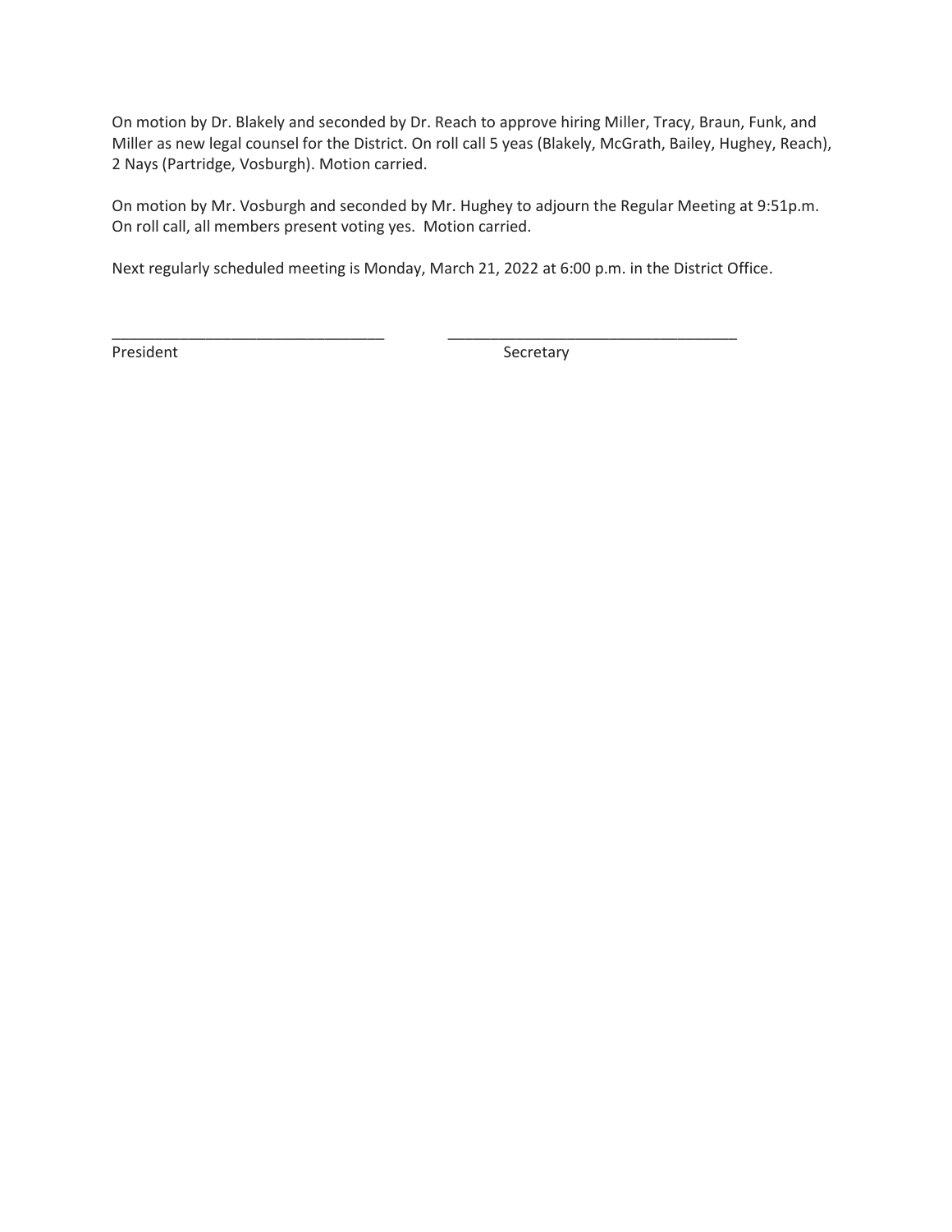On motion by Dr. Blakely and seconded by Dr. Reach to approve hiring Miller, Tracy, Braun, Funk, and Miller as new legal counsel for the District. On roll call 5 yeas (Blakely, McGrath, Bailey, Hughey, Reach), 2 Nays (Partridge, Vosburgh). Motion carried.

On motion by Mr. Vosburgh and seconded by Mr. Hughey to adjourn the Regular Meeting at 9:51p.m. On roll call, all members present voting yes. Motion carried.

Next regularly scheduled meeting is Monday, March 21, 2022 at 6:00 p.m. in the District Office.

_________________________________ ___________________________________

President Secretary